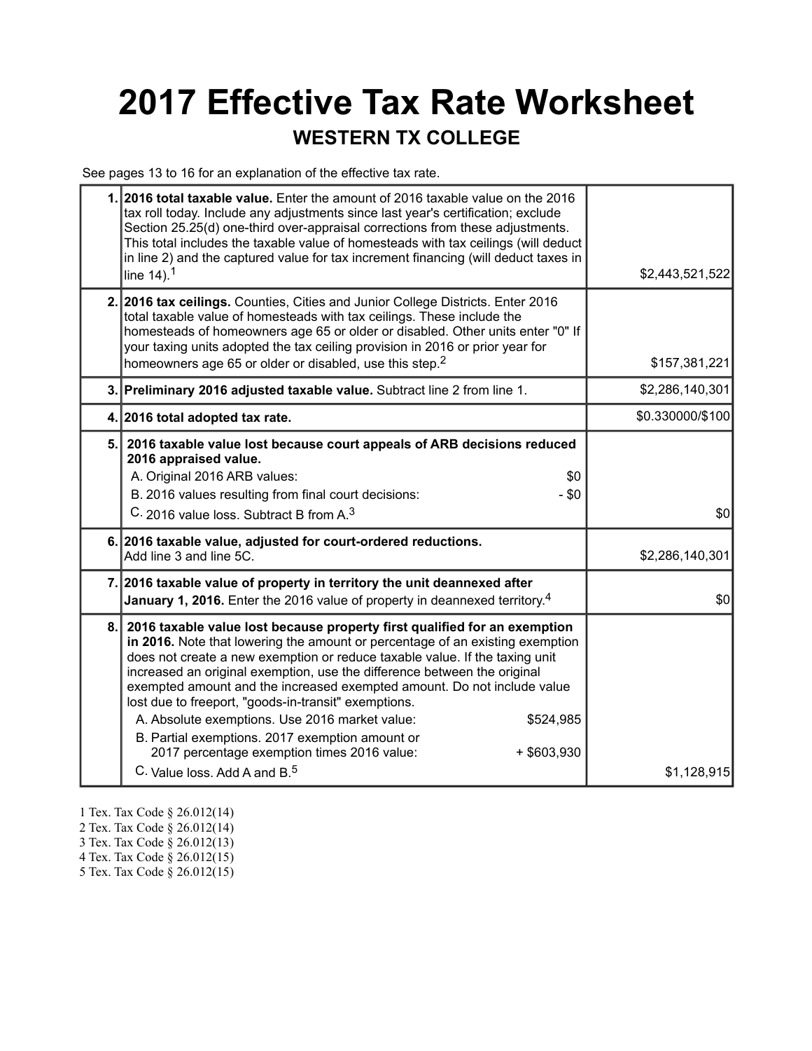# 2017 Effective Tax Rate Worksheet

## WESTERN TX COLLEGE

See pages 13 to 16 for an explanation of the effective tax rate.

| | | |
|---|---|---|
| 1. | **2016 total taxable value.** Enter the amount of 2016 taxable value on the 2016 tax roll today. Include any adjustments since last year's certification; exclude Section 25.25(d) one-third over-appraisal corrections from these adjustments. This total includes the taxable value of homesteads with tax ceilings (will deduct in line 2) and the captured value for tax increment financing (will deduct taxes in line 14).[1] | $2,443,521,522 |
| 2. | **2016 tax ceilings.** Counties, Cities and Junior College Districts. Enter 2016 total taxable value of homesteads with tax ceilings. These include the homesteads of homeowners age 65 or older or disabled. Other units enter "0" If your taxing units adopted the tax ceiling provision in 2016 or prior year for homeowners age 65 or older or disabled, use this step.[2] | $157,381,221 |
| 3. | **Preliminary 2016 adjusted taxable value.** Subtract line 2 from line 1. | $2,286,140,301 |
| 4. | **2016 total adopted tax rate.** | $0.330000/$100 |
| 5. | **2016 taxable value lost because court appeals of ARB decisions reduced 2016 appraised value.**<br>A. Original 2016 ARB values: $0<br>B. 2016 values resulting from final court decisions: - $0<br>C. 2016 value loss. Subtract B from A.[3] | $0 |
| 6. | **2016 taxable value, adjusted for court-ordered reductions.** Add line 3 and line 5C. | $2,286,140,301 |
| 7. | **2016 taxable value of property in territory the unit deannexed after January 1, 2016.** Enter the 2016 value of property in deannexed territory.[4] | $0 |
| 8. | **2016 taxable value lost because property first qualified for an exemption in 2016.** Note that lowering the amount or percentage of an existing exemption does not create a new exemption or reduce taxable value. If the taxing unit increased an original exemption, use the difference between the original exempted amount and the increased exempted amount. Do not include value lost due to freeport, "goods-in-transit" exemptions.<br>A. Absolute exemptions. Use 2016 market value: $524,985<br>B. Partial exemptions. 2017 exemption amount or 2017 percentage exemption times 2016 value: + $603,930<br>C. Value loss. Add A and B.[5] | $1,128,915 |

1 Tex. Tax Code § 26.012(14)
2 Tex. Tax Code § 26.012(14)
3 Tex. Tax Code § 26.012(13)
4 Tex. Tax Code § 26.012(15)
5 Tex. Tax Code § 26.012(15)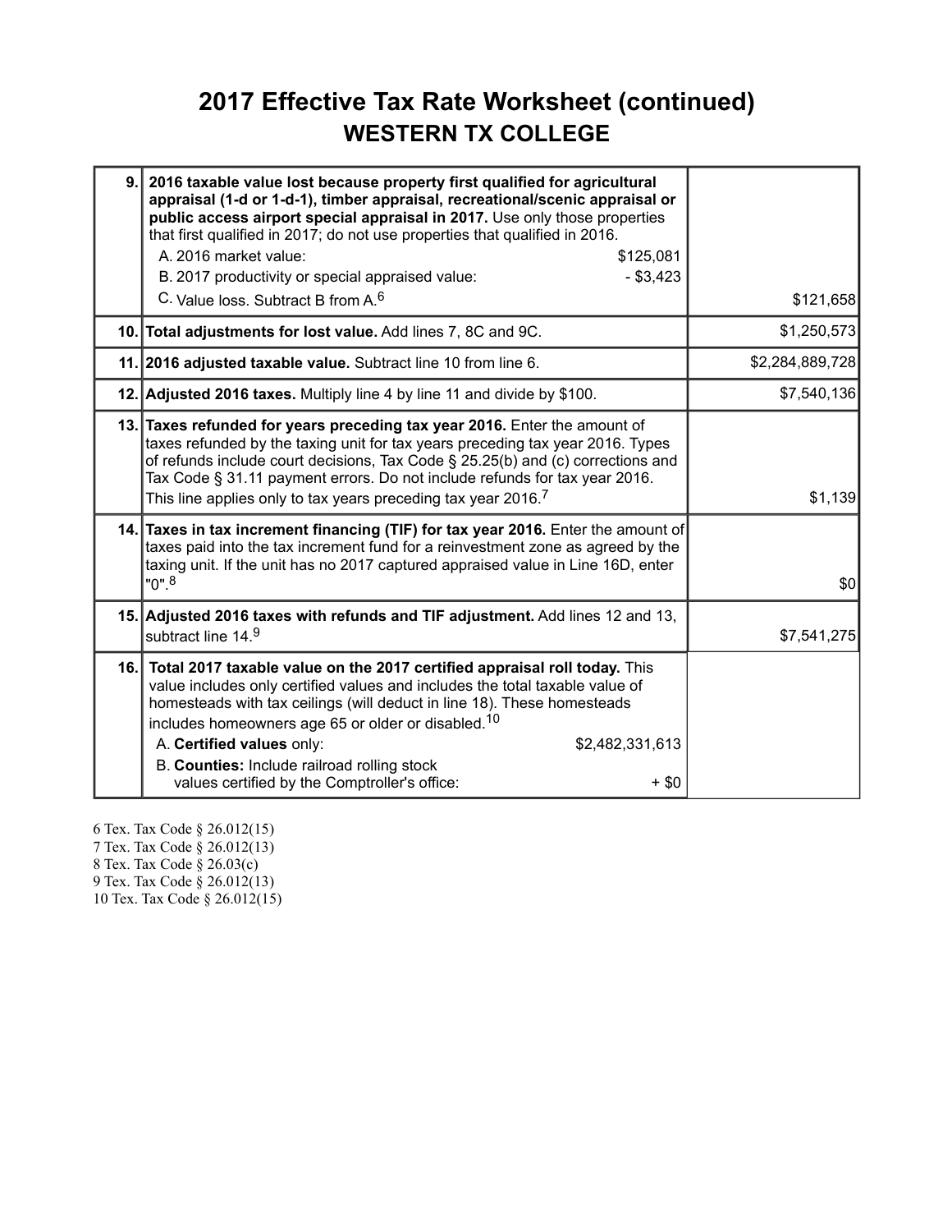# 2017 Effective Tax Rate Worksheet (continued)

## WESTERN TX COLLEGE

| | | |
|---|---|---|
| 9. | **2016 taxable value lost because property first qualified for agricultural appraisal (1-d or 1-d-1), timber appraisal, recreational/scenic appraisal or public access airport special appraisal in 2017.** Use only those properties that first qualified in 2017; do not use properties that qualified in 2016.<br>A. 2016 market value: $125,081<br>B. 2017 productivity or special appraised value: - $3,423<br>C. Value loss. Subtract B from A.[6] | $121,658 |
| 10. | **Total adjustments for lost value.** Add lines 7, 8C and 9C. | $1,250,573 |
| 11. | **2016 adjusted taxable value.** Subtract line 10 from line 6. | $2,284,889,728 |
| 12. | **Adjusted 2016 taxes.** Multiply line 4 by line 11 and divide by $100. | $7,540,136 |
| 13. | **Taxes refunded for years preceding tax year 2016.** Enter the amount of taxes refunded by the taxing unit for tax years preceding tax year 2016. Types of refunds include court decisions, Tax Code § 25.25(b) and (c) corrections and Tax Code § 31.11 payment errors. Do not include refunds for tax year 2016. This line applies only to tax years preceding tax year 2016.[7] | $1,139 |
| 14. | **Taxes in tax increment financing (TIF) for tax year 2016.** Enter the amount of taxes paid into the tax increment fund for a reinvestment zone as agreed by the taxing unit. If the unit has no 2017 captured appraised value in Line 16D, enter "0".[8] | $0 |
| 15. | **Adjusted 2016 taxes with refunds and TIF adjustment.** Add lines 12 and 13, subtract line 14.[9] | $7,541,275 |
| 16. | **Total 2017 taxable value on the 2017 certified appraisal roll today.** This value includes only certified values and includes the total taxable value of homesteads with tax ceilings (will deduct in line 18). These homesteads includes homeowners age 65 or older or disabled.[10]<br>A. **Certified values** only: $2,482,331,613<br>B. **Counties:** Include railroad rolling stock values certified by the Comptroller's office: + $0 | |

6 Tex. Tax Code § 26.012(15)
7 Tex. Tax Code § 26.012(13)
8 Tex. Tax Code § 26.03(c)
9 Tex. Tax Code § 26.012(13)
10 Tex. Tax Code § 26.012(15)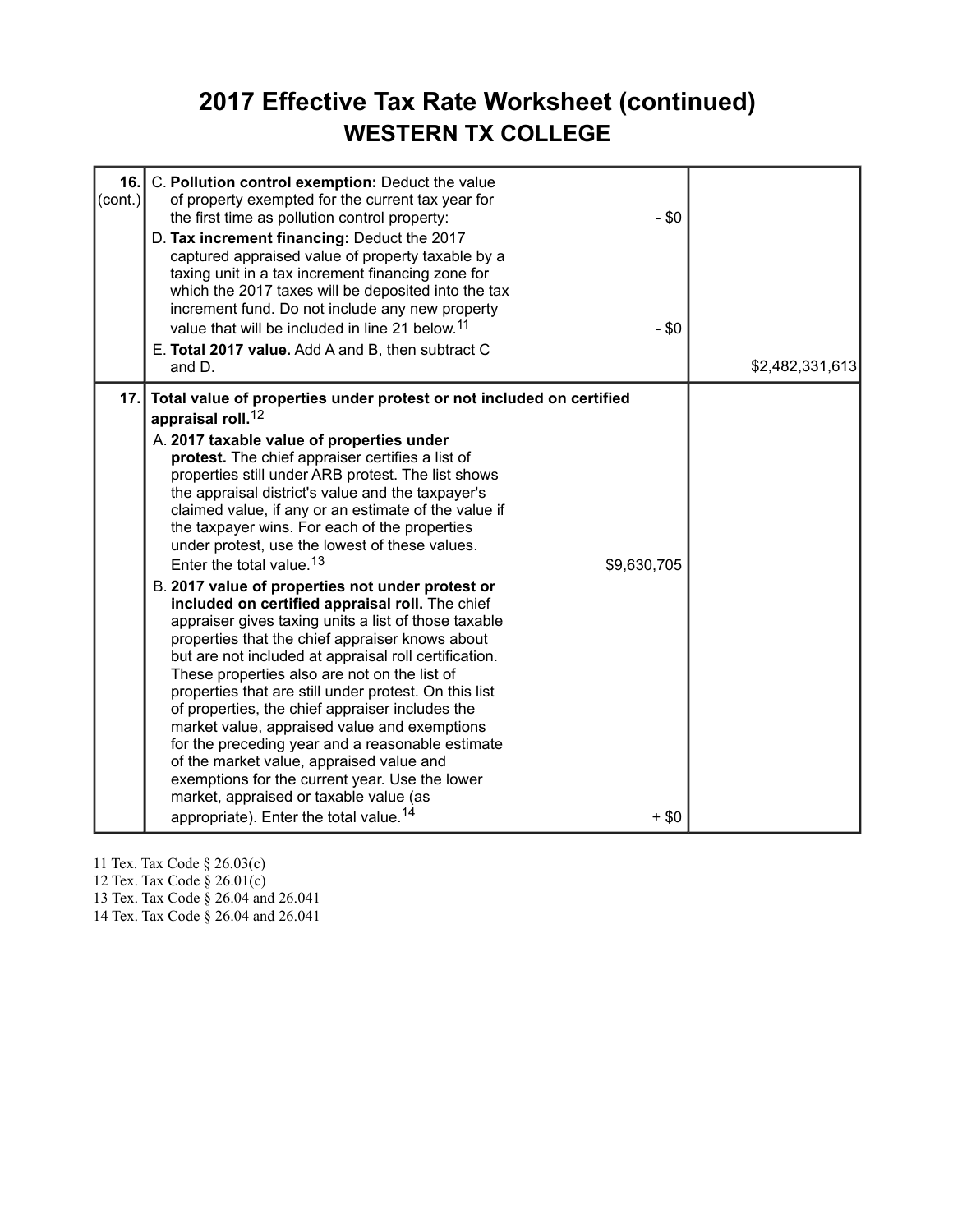# 2017 Effective Tax Rate Worksheet (continued)

## WESTERN TX COLLEGE

| | | | |
|---|---|---|---|
| 16. (cont.) | C. **Pollution control exemption:** Deduct the value of property exempted for the current tax year for the first time as pollution control property: | - $0 | |
| | D. **Tax increment financing:** Deduct the 2017 captured appraised value of property taxable by a taxing unit in a tax increment financing zone for which the 2017 taxes will be deposited into the tax increment fund. Do not include any new property value that will be included in line 21 below.[11] | - $0 | |
| | E. **Total 2017 value.** Add A and B, then subtract C and D. | | $2,482,331,613 |
| 17. | **Total value of properties under protest or not included on certified appraisal roll.**[12] | | |
| | A. **2017 taxable value of properties under protest.** The chief appraiser certifies a list of properties still under ARB protest. The list shows the appraisal district's value and the taxpayer's claimed value, if any or an estimate of the value if the taxpayer wins. For each of the properties under protest, use the lowest of these values. Enter the total value.[13] | $9,630,705 | |
| | B. **2017 value of properties not under protest or included on certified appraisal roll.** The chief appraiser gives taxing units a list of those taxable properties that the chief appraiser knows about but are not included at appraisal roll certification. These properties also are not on the list of properties that are still under protest. On this list of properties, the chief appraiser includes the market value, appraised value and exemptions for the preceding year and a reasonable estimate of the market value, appraised value and exemptions for the current year. Use the lower market, appraised or taxable value (as appropriate). Enter the total value.[14] | + $0 | |

11 Tex. Tax Code § 26.03(c)
12 Tex. Tax Code § 26.01(c)
13 Tex. Tax Code § 26.04 and 26.041
14 Tex. Tax Code § 26.04 and 26.041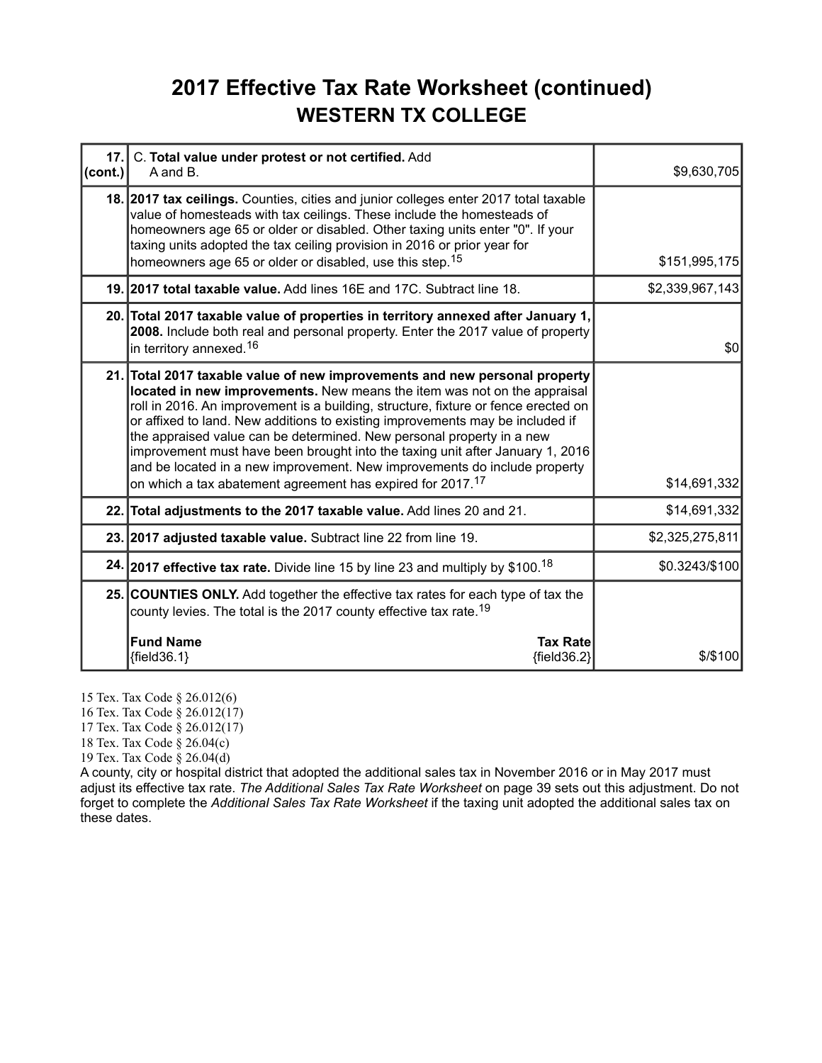# 2017 Effective Tax Rate Worksheet (continued)

## WESTERN TX COLLEGE

| | | |
|---|---|---|
| **17. (cont.)** | C. **Total value under protest or not certified.** Add A and B. | $9,630,705 |
| **18.** | **2017 tax ceilings.** Counties, cities and junior colleges enter 2017 total taxable value of homesteads with tax ceilings. These include the homesteads of homeowners age 65 or older or disabled. Other taxing units enter "0". If your taxing units adopted the tax ceiling provision in 2016 or prior year for homeowners age 65 or older or disabled, use this step.[15] | $151,995,175 |
| **19.** | **2017 total taxable value.** Add lines 16E and 17C. Subtract line 18. | $2,339,967,143 |
| **20.** | **Total 2017 taxable value of properties in territory annexed after January 1, 2008.** Include both real and personal property. Enter the 2017 value of property in territory annexed.[16] | $0 |
| **21.** | **Total 2017 taxable value of new improvements and new personal property located in new improvements.** New means the item was not on the appraisal roll in 2016. An improvement is a building, structure, fixture or fence erected on or affixed to land. New additions to existing improvements may be included if the appraised value can be determined. New personal property in a new improvement must have been brought into the taxing unit after January 1, 2016 and be located in a new improvement. New improvements do include property on which a tax abatement agreement has expired for 2017.[17] | $14,691,332 |
| **22.** | **Total adjustments to the 2017 taxable value.** Add lines 20 and 21. | $14,691,332 |
| **23.** | **2017 adjusted taxable value.** Subtract line 22 from line 19. | $2,325,275,811 |
| **24.** | **2017 effective tax rate.** Divide line 15 by line 23 and multiply by $100.[18] | $0.3243/$100 |
| **25.** | **COUNTIES ONLY.** Add together the effective tax rates for each type of tax the county levies. The total is the 2017 county effective tax rate.[19]<br><br>**Fund Name** {field36.1} — **Tax Rate** {field36.2} | $/$100 |

15 Tex. Tax Code § 26.012(6)
16 Tex. Tax Code § 26.012(17)
17 Tex. Tax Code § 26.012(17)
18 Tex. Tax Code § 26.04(c)
19 Tex. Tax Code § 26.04(d)

A county, city or hospital district that adopted the additional sales tax in November 2016 or in May 2017 must adjust its effective tax rate. *The Additional Sales Tax Rate Worksheet* on page 39 sets out this adjustment. Do not forget to complete the *Additional Sales Tax Rate Worksheet* if the taxing unit adopted the additional sales tax on these dates.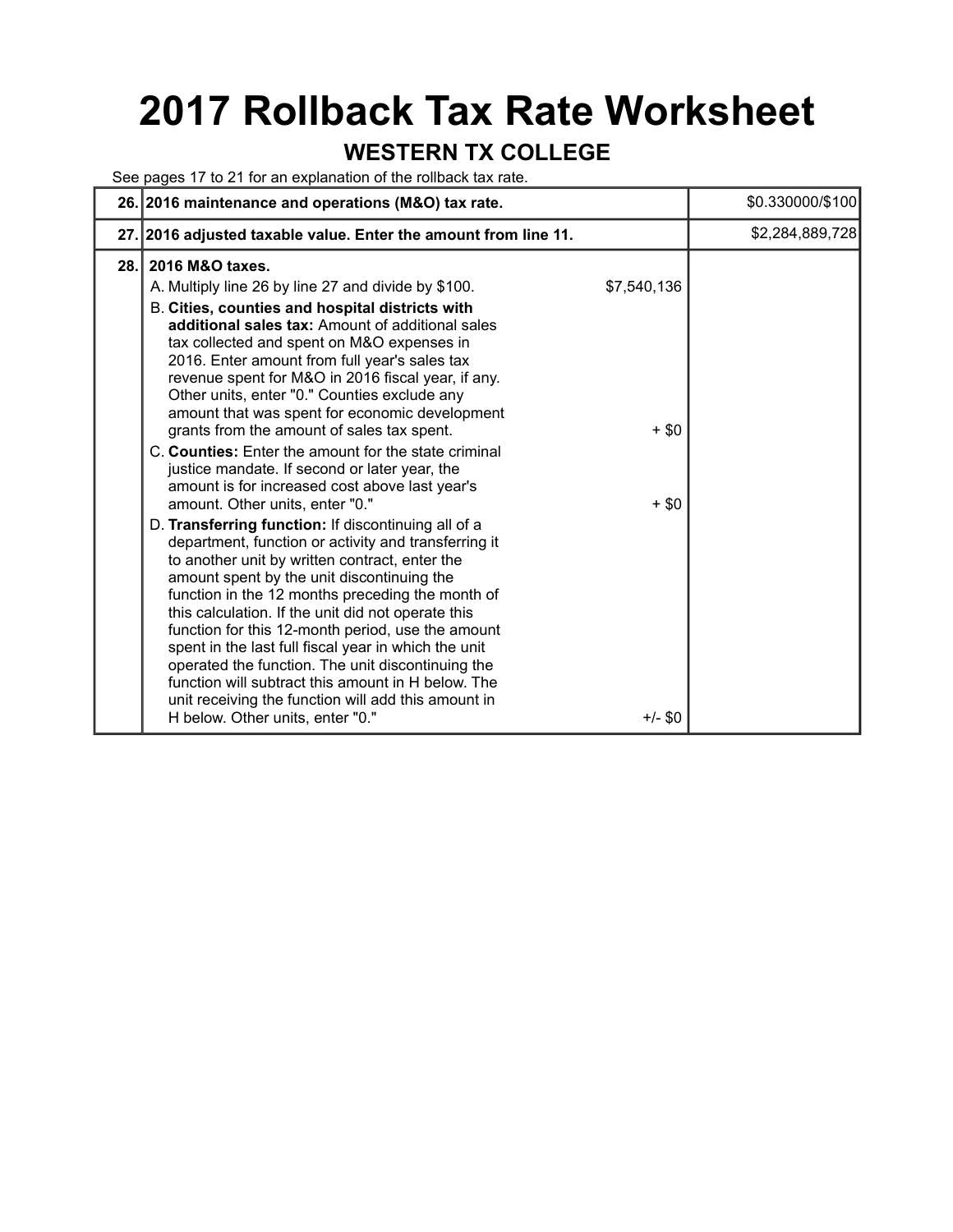# 2017 Rollback Tax Rate Worksheet

## WESTERN TX COLLEGE

See pages 17 to 21 for an explanation of the rollback tax rate.

| | | | |
|---|---|---|---|
| 26. | **2016 maintenance and operations (M&O) tax rate.** | | $0.330000/$100 |
| 27. | **2016 adjusted taxable value. Enter the amount from line 11.** | | $2,284,889,728 |
| 28. | **2016 M&O taxes.** | | |
| | A. Multiply line 26 by line 27 and divide by $100. | $7,540,136 | |
| | B. **Cities, counties and hospital districts with additional sales tax:** Amount of additional sales tax collected and spent on M&O expenses in 2016. Enter amount from full year's sales tax revenue spent for M&O in 2016 fiscal year, if any. Other units, enter "0." Counties exclude any amount that was spent for economic development grants from the amount of sales tax spent. | + $0 | |
| | C. **Counties:** Enter the amount for the state criminal justice mandate. If second or later year, the amount is for increased cost above last year's amount. Other units, enter "0." | + $0 | |
| | D. **Transferring function:** If discontinuing all of a department, function or activity and transferring it to another unit by written contract, enter the amount spent by the unit discontinuing the function in the 12 months preceding the month of this calculation. If the unit did not operate this function for this 12-month period, use the amount spent in the last full fiscal year in which the unit operated the function. The unit discontinuing the function will subtract this amount in H below. The unit receiving the function will add this amount in H below. Other units, enter "0." | +/- $0 | |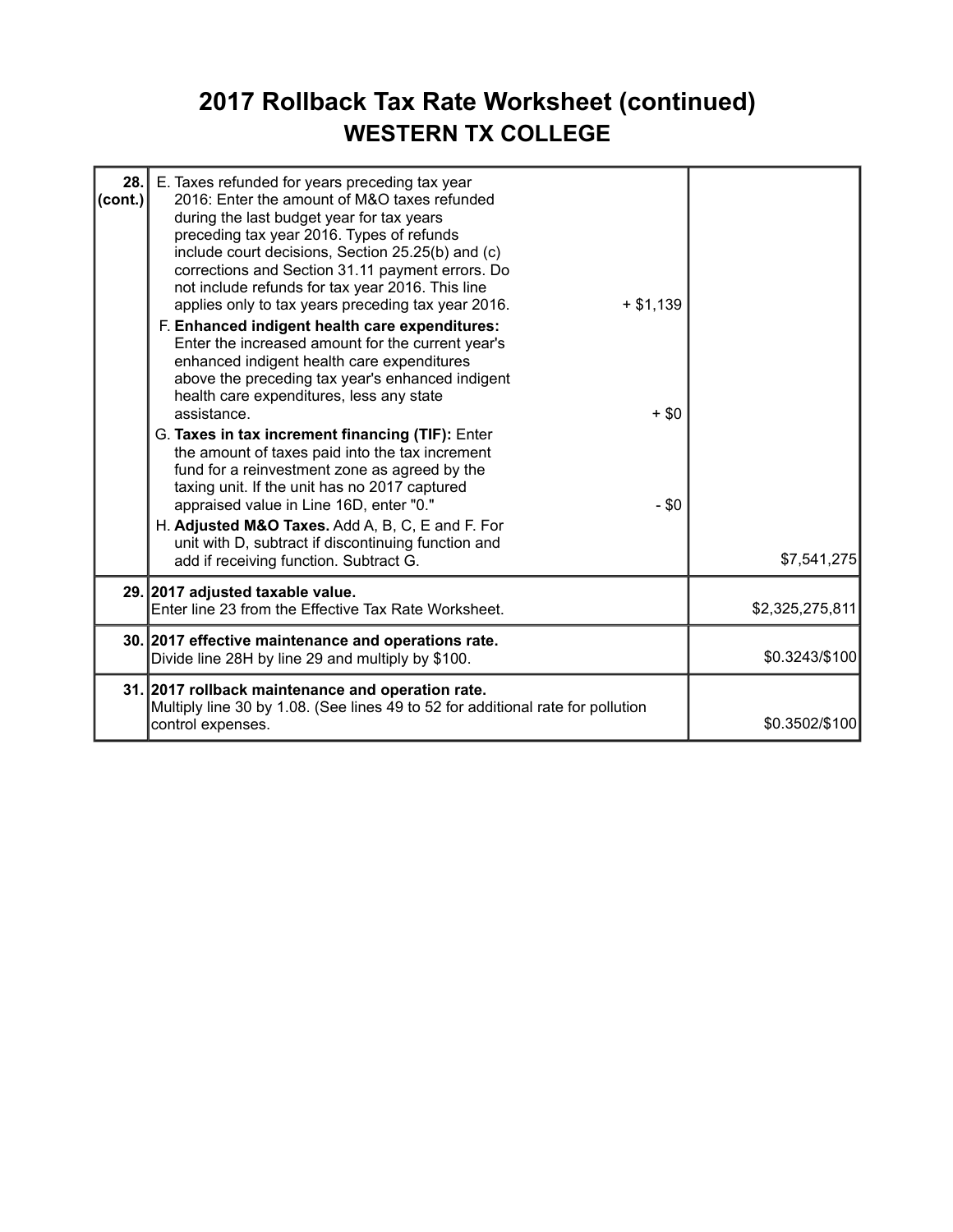# 2017 Rollback Tax Rate Worksheet (continued)

## WESTERN TX COLLEGE

| | | | |
|---|---|---|---|
| **28. (cont.)** | E. Taxes refunded for years preceding tax year 2016: Enter the amount of M&O taxes refunded during the last budget year for tax years preceding tax year 2016. Types of refunds include court decisions, Section 25.25(b) and (c) corrections and Section 31.11 payment errors. Do not include refunds for tax year 2016. This line applies only to tax years preceding tax year 2016. | + $1,139 | |
| | F. **Enhanced indigent health care expenditures:** Enter the increased amount for the current year's enhanced indigent health care expenditures above the preceding tax year's enhanced indigent health care expenditures, less any state assistance. | + $0 | |
| | G. **Taxes in tax increment financing (TIF):** Enter the amount of taxes paid into the tax increment fund for a reinvestment zone as agreed by the taxing unit. If the unit has no 2017 captured appraised value in Line 16D, enter "0." | - $0 | |
| | H. **Adjusted M&O Taxes.** Add A, B, C, E and F. For unit with D, subtract if discontinuing function and add if receiving function. Subtract G. | | $7,541,275 |
| **29.** | **2017 adjusted taxable value.** Enter line 23 from the Effective Tax Rate Worksheet. | | $2,325,275,811 |
| **30.** | **2017 effective maintenance and operations rate.** Divide line 28H by line 29 and multiply by $100. | | $0.3243/$100 |
| **31.** | **2017 rollback maintenance and operation rate.** Multiply line 30 by 1.08. (See lines 49 to 52 for additional rate for pollution control expenses. | | $0.3502/$100 |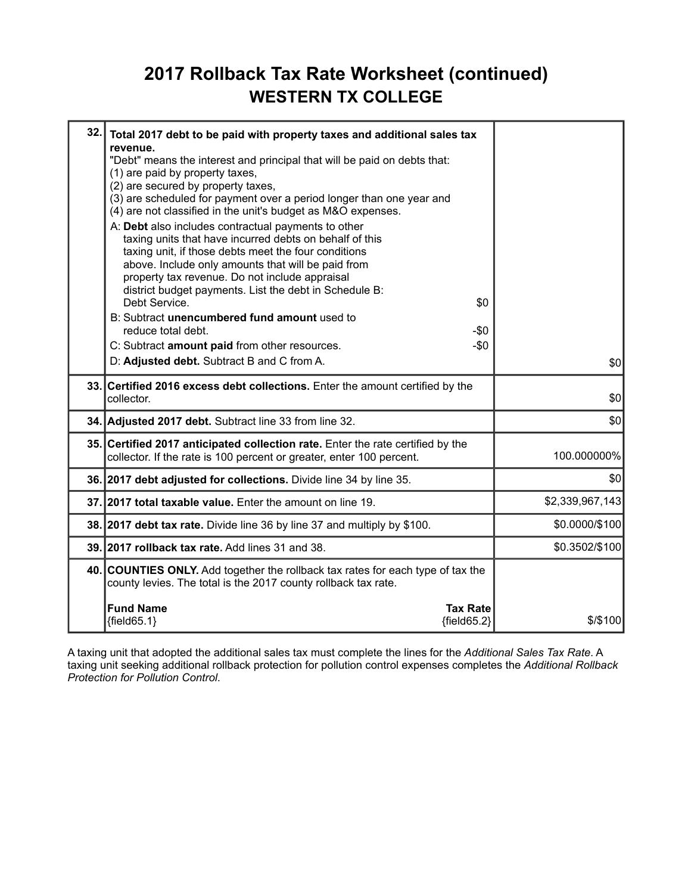# 2017 Rollback Tax Rate Worksheet (continued)
## WESTERN TX COLLEGE

| | | |
|---|---|---|
| 32. | **Total 2017 debt to be paid with property taxes and additional sales tax revenue.**<br>"Debt" means the interest and principal that will be paid on debts that:<br>(1) are paid by property taxes,<br>(2) are secured by property taxes,<br>(3) are scheduled for payment over a period longer than one year and<br>(4) are not classified in the unit's budget as M&O expenses.<br>A: **Debt** also includes contractual payments to other taxing units that have incurred debts on behalf of this taxing unit, if those debts meet the four conditions above. Include only amounts that will be paid from property tax revenue. Do not include appraisal district budget payments. List the debt in Schedule B: Debt Service. $0<br>B: Subtract **unencumbered fund amount** used to reduce total debt. -$0<br>C: Subtract **amount paid** from other resources. -$0<br>D: **Adjusted debt.** Subtract B and C from A. | $0 |
| 33. | **Certified 2016 excess debt collections.** Enter the amount certified by the collector. | $0 |
| 34. | **Adjusted 2017 debt.** Subtract line 33 from line 32. | $0 |
| 35. | **Certified 2017 anticipated collection rate.** Enter the rate certified by the collector. If the rate is 100 percent or greater, enter 100 percent. | 100.000000% |
| 36. | **2017 debt adjusted for collections.** Divide line 34 by line 35. | $0 |
| 37. | **2017 total taxable value.** Enter the amount on line 19. | $2,339,967,143 |
| 38. | **2017 debt tax rate.** Divide line 36 by line 37 and multiply by $100. | $0.0000/$100 |
| 39. | **2017 rollback tax rate.** Add lines 31 and 38. | $0.3502/$100 |
| 40. | **COUNTIES ONLY.** Add together the rollback tax rates for each type of tax the county levies. The total is the 2017 county rollback tax rate.<br>**Fund Name** / **Tax Rate**<br>{field65.1} / {field65.2} | $/$100 |

A taxing unit that adopted the additional sales tax must complete the lines for the *Additional Sales Tax Rate*. A taxing unit seeking additional rollback protection for pollution control expenses completes the *Additional Rollback Protection for Pollution Control*.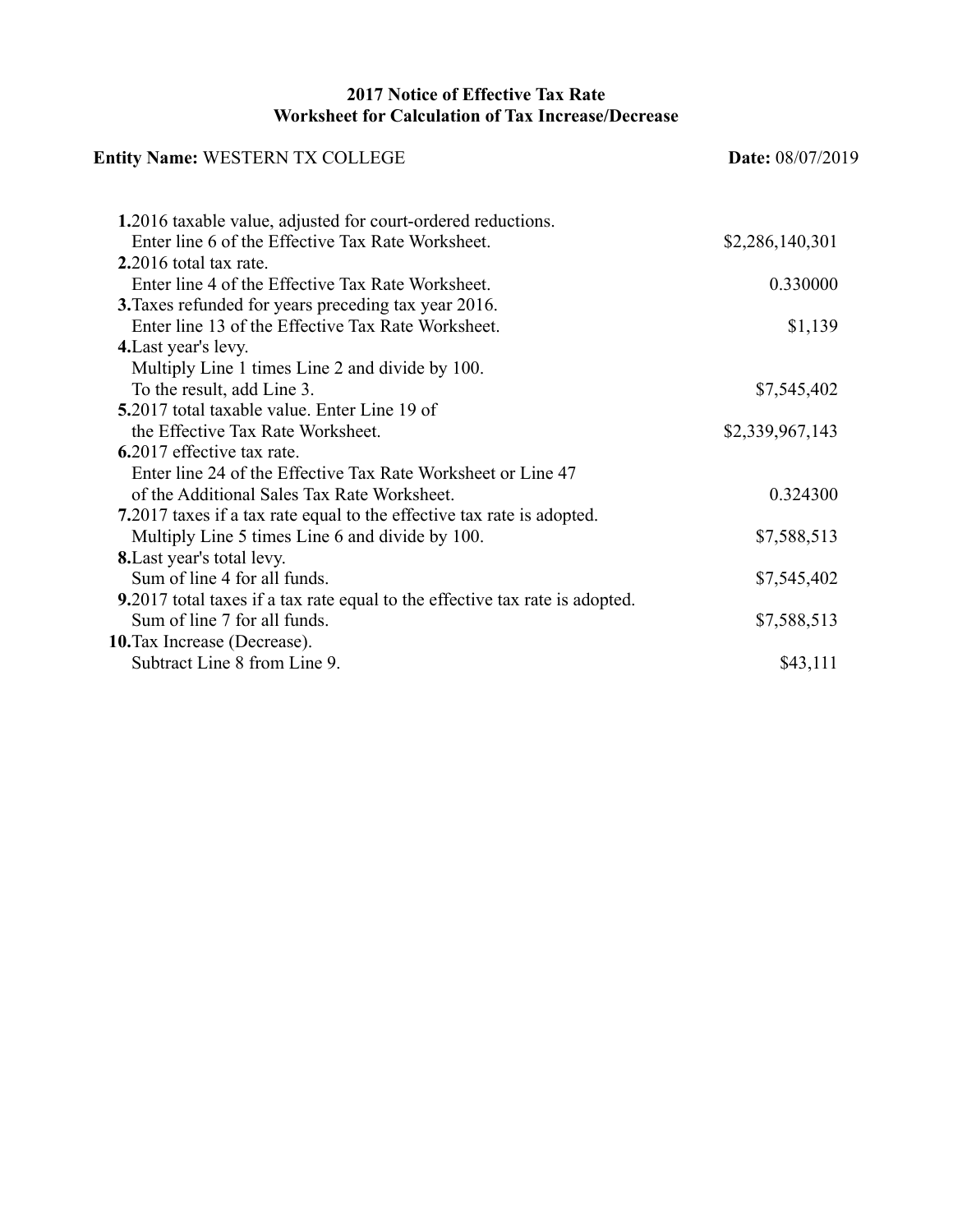## 2017 Notice of Effective Tax Rate
## Worksheet for Calculation of Tax Increase/Decrease

**Entity Name:** WESTERN TX COLLEGE **Date:** 08/07/2019

| | |
|---|---|
| **1.** 2016 taxable value, adjusted for court-ordered reductions. Enter line 6 of the Effective Tax Rate Worksheet. | $2,286,140,301 |
| **2.** 2016 total tax rate. Enter line 4 of the Effective Tax Rate Worksheet. | 0.330000 |
| **3.** Taxes refunded for years preceding tax year 2016. Enter line 13 of the Effective Tax Rate Worksheet. | $1,139 |
| **4.** Last year's levy. Multiply Line 1 times Line 2 and divide by 100. To the result, add Line 3. | $7,545,402 |
| **5.** 2017 total taxable value. Enter Line 19 of the Effective Tax Rate Worksheet. | $2,339,967,143 |
| **6.** 2017 effective tax rate. Enter line 24 of the Effective Tax Rate Worksheet or Line 47 of the Additional Sales Tax Rate Worksheet. | 0.324300 |
| **7.** 2017 taxes if a tax rate equal to the effective tax rate is adopted. Multiply Line 5 times Line 6 and divide by 100. | $7,588,513 |
| **8.** Last year's total levy. Sum of line 4 for all funds. | $7,545,402 |
| **9.** 2017 total taxes if a tax rate equal to the effective tax rate is adopted. Sum of line 7 for all funds. | $7,588,513 |
| **10.** Tax Increase (Decrease). Subtract Line 8 from Line 9. | $43,111 |